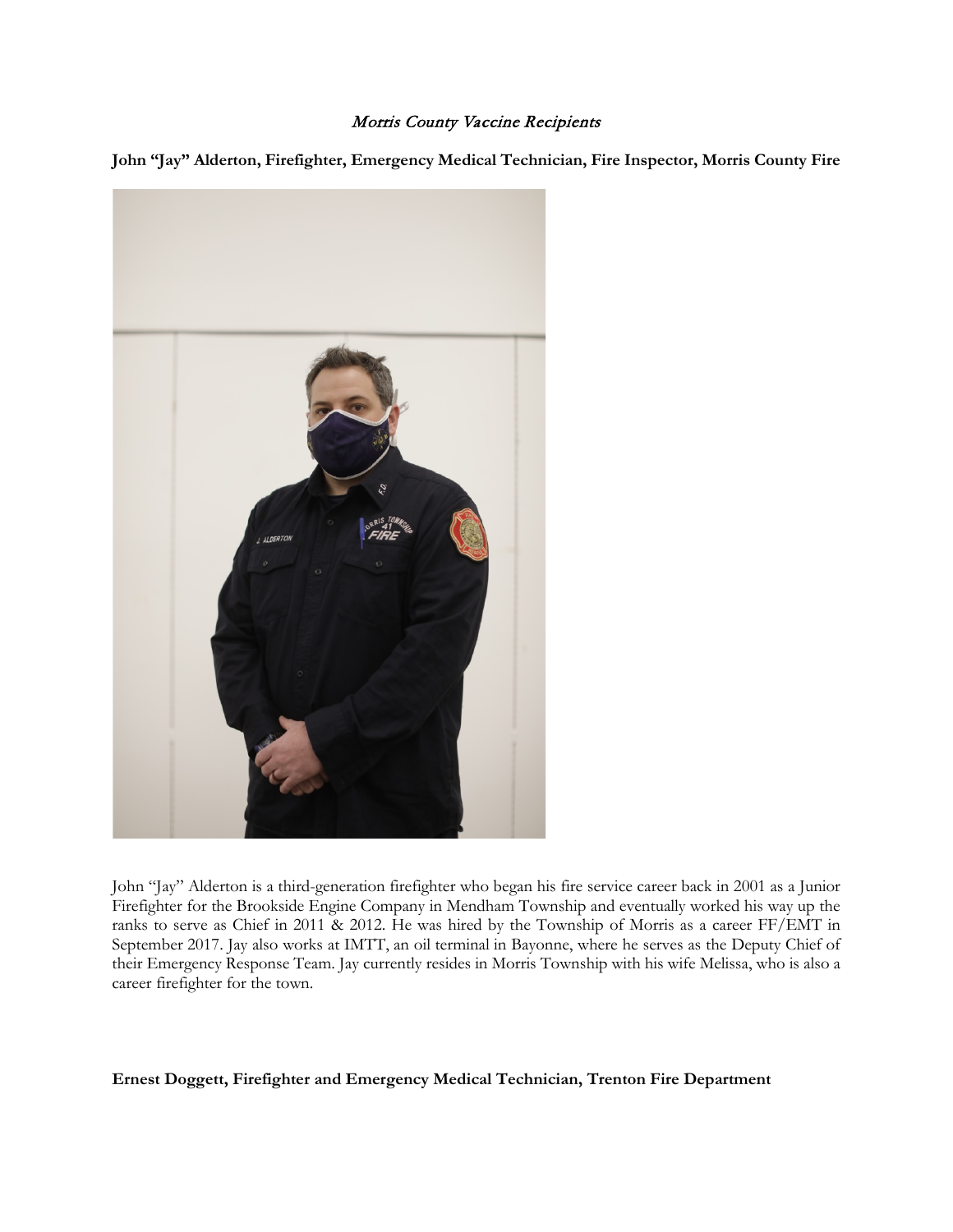*Morris County Vaccine Recipients*

**John "Jay" Alderton, Firefighter, Emergency Medical Technician, Fire Inspector, Morris County Fire**

John "Jay" Alderton is a third-generation firefighter who began his fire service career back in 2001 as a Junior Firefighter for the Brookside Engine Company in Mendham Township and eventually worked his way up the ranks to serve as Chief in 2011 & 2012. He was hired by the Township of Morris as a career FF/EMT in September 2017. Jay also works at IMTT, an oil terminal in Bayonne, where he serves as the Deputy Chief of their Emergency Response Team. Jay currently resides in Morris Township with his wife Melissa, who is also a career firefighter for the town.

**Ernest Doggett, Firefighter and Emergency Medical Technician, Trenton Fire Department**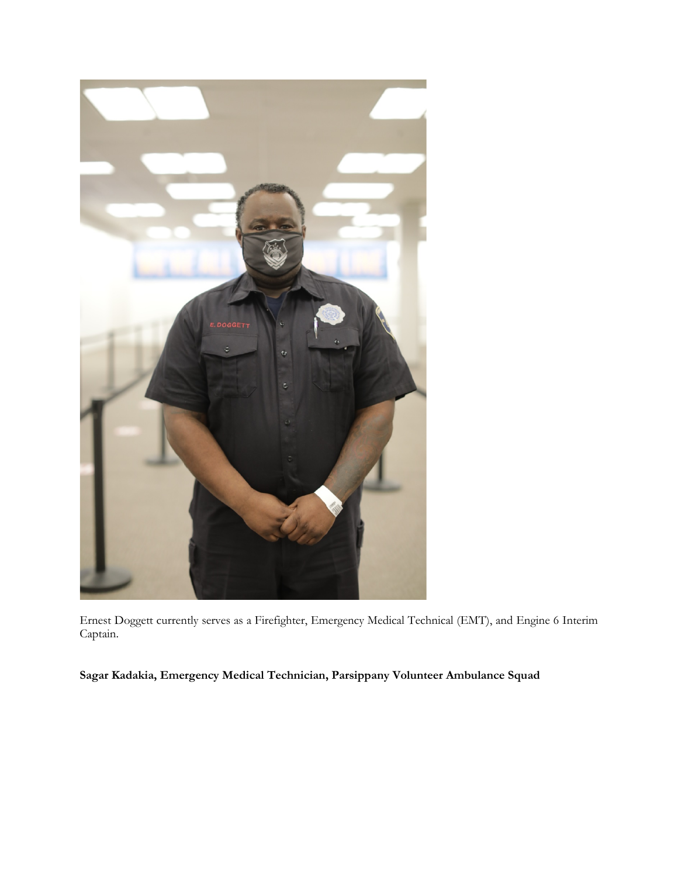Ernest Doggett currently serves as a Firefighter, Emergency Medical Technical (EMT), and Engine 6 Interim Captain.

**Sagar Kadakia, Emergency Medical Technician, Parsippany Volunteer Ambulance Squad**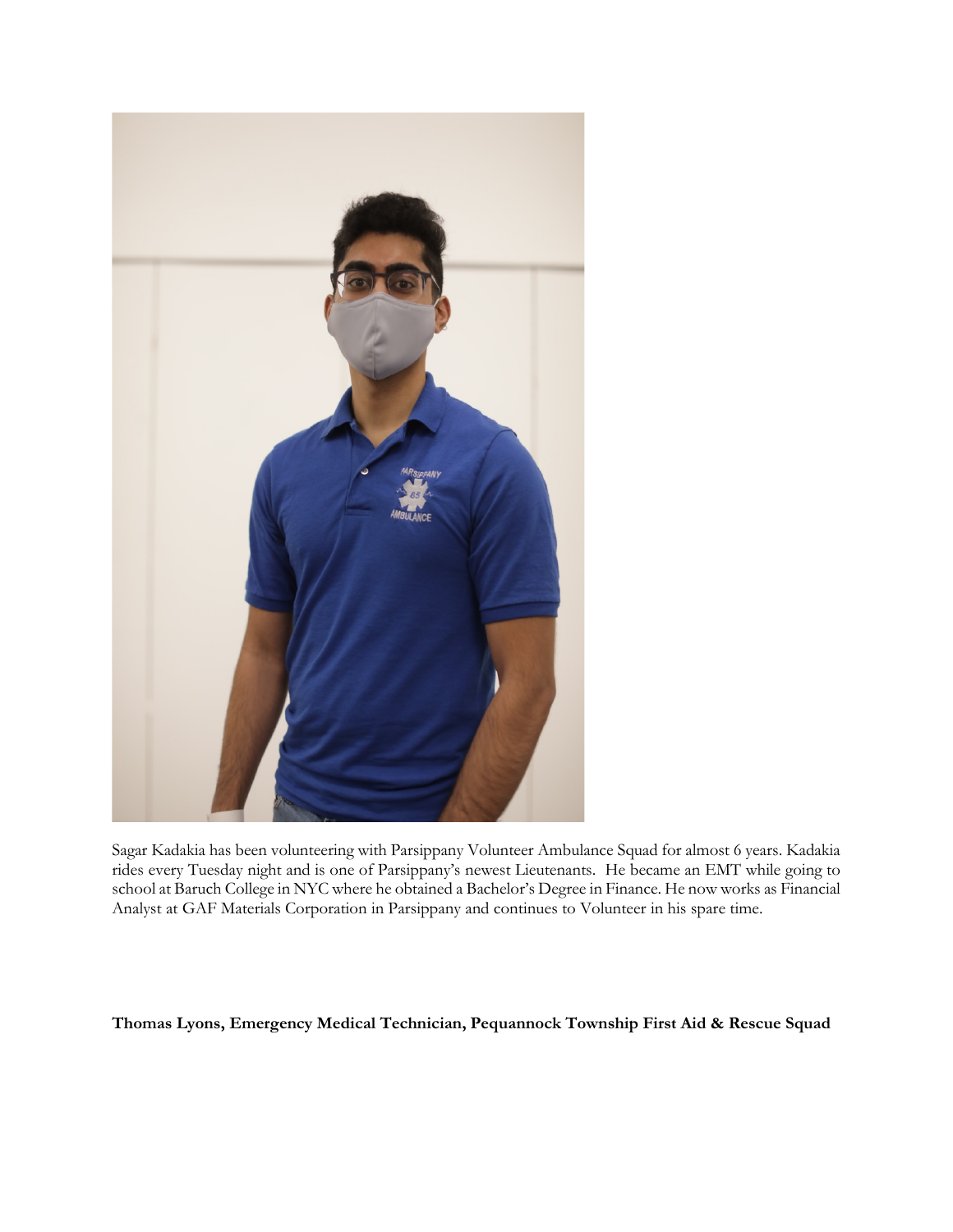Sagar Kadakia has been volunteering with Parsippany Volunteer Ambulance Squad for almost 6 years. Kadakia rides every Tuesday night and is one of Parsippany's newest Lieutenants. He became an EMT while going to school at Baruch College in NYC where he obtained a Bachelor's Degree in Finance. He now works as Financial Analyst at GAF Materials Corporation in Parsippany and continues to Volunteer in his spare time.

**Thomas Lyons, Emergency Medical Technician, Pequannock Township First Aid & Rescue Squad**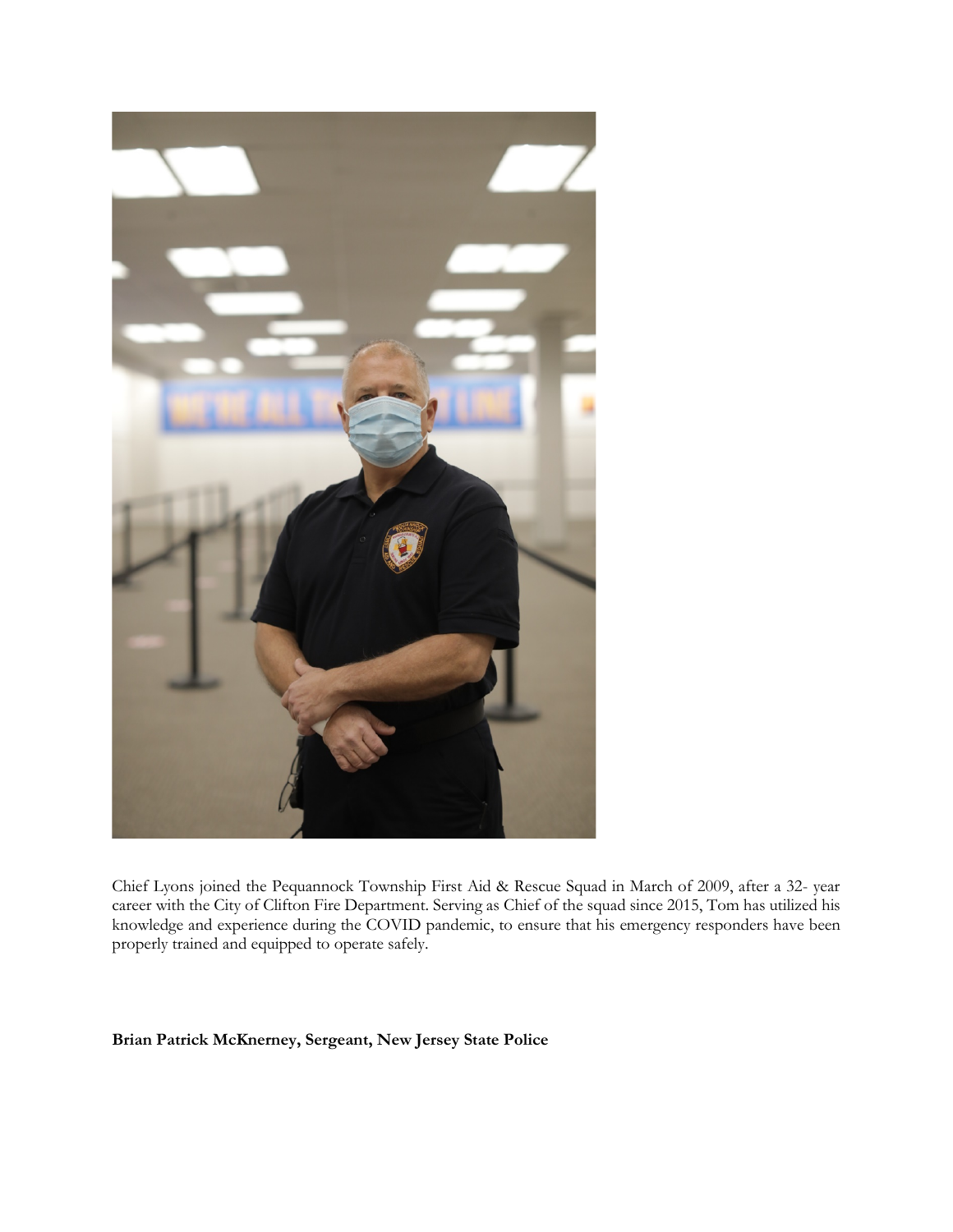Chief Lyons joined the Pequannock Township First Aid & Rescue Squad in March of 2009, after a 32- year career with the City of Clifton Fire Department. Serving as Chief of the squad since 2015, Tom has utilized his knowledge and experience during the COVID pandemic, to ensure that his emergency responders have been properly trained and equipped to operate safely.

**Brian Patrick McKnerney, Sergeant, New Jersey State Police**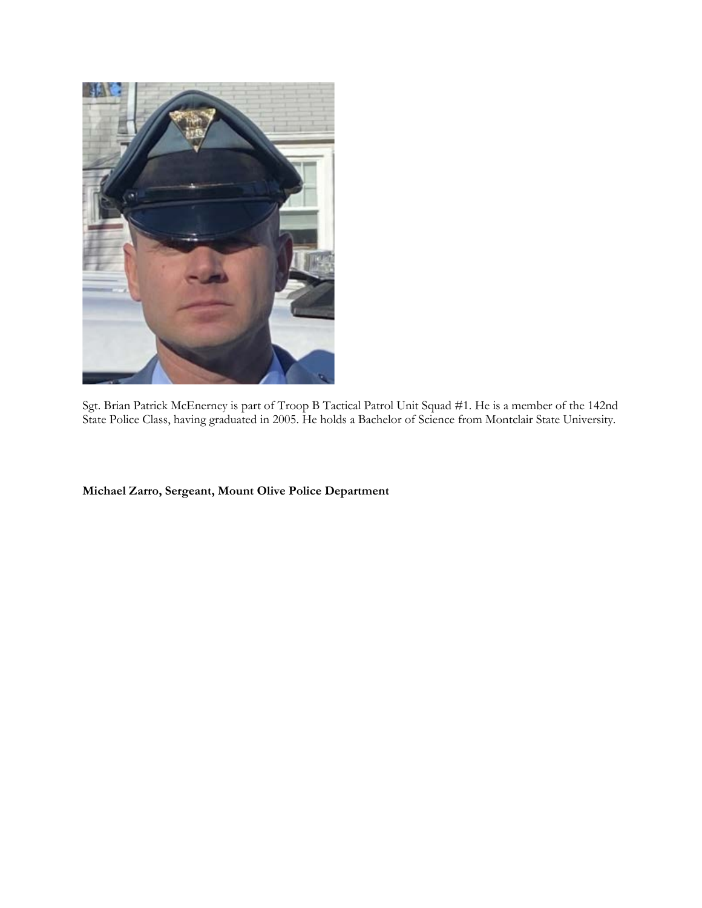Sgt. Brian Patrick McEnerney is part of Troop B Tactical Patrol Unit Squad #1. He is a member of the 142nd State Police Class, having graduated in 2005. He holds a Bachelor of Science from Montclair State University.

**Michael Zarro, Sergeant, Mount Olive Police Department**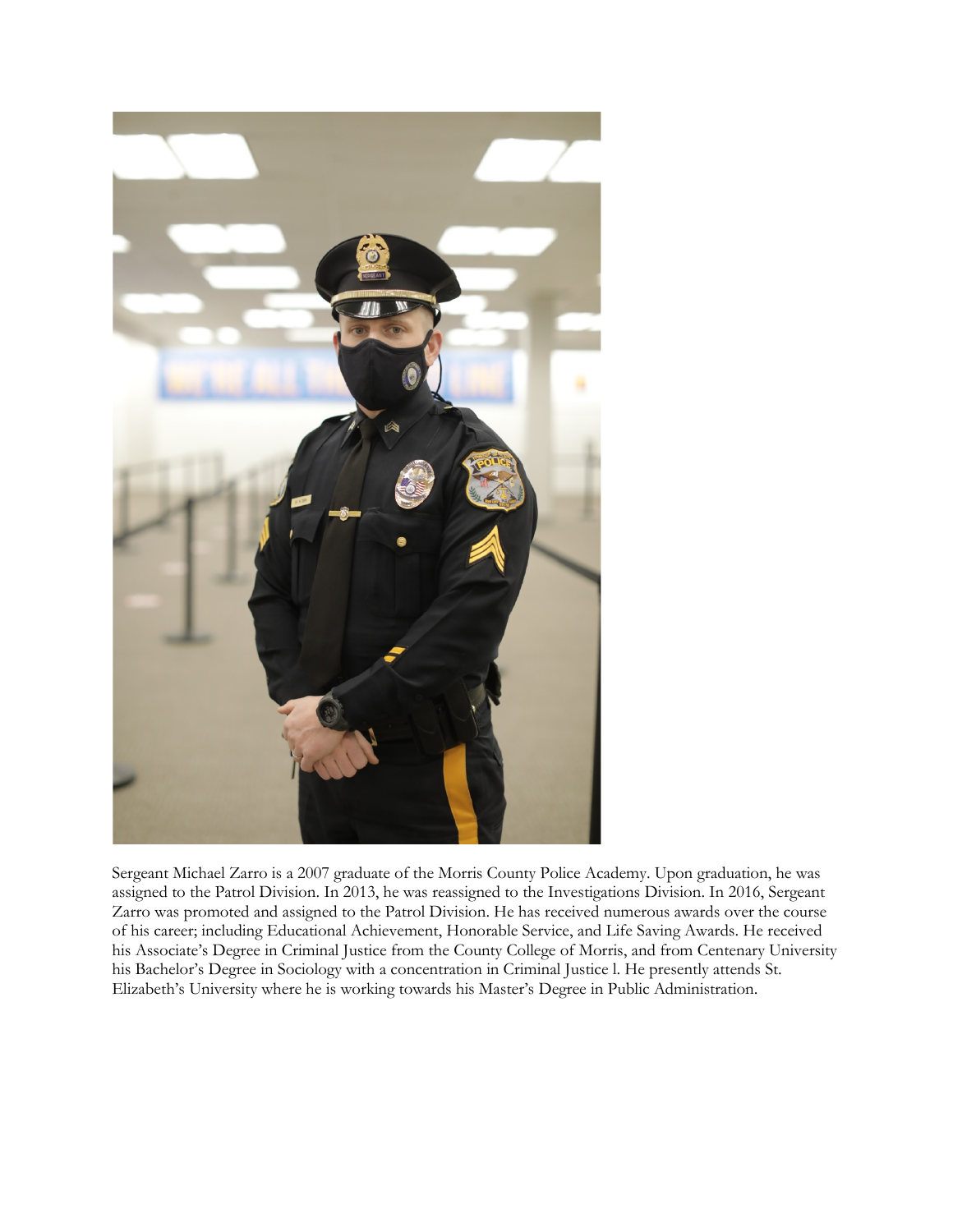Sergeant Michael Zarro is a 2007 graduate of the Morris County Police Academy. Upon graduation, he was assigned to the Patrol Division. In 2013, he was reassigned to the Investigations Division. In 2016, Sergeant Zarro was promoted and assigned to the Patrol Division. He has received numerous awards over the course of his career; including Educational Achievement, Honorable Service, and Life Saving Awards. He received his Associate's Degree in Criminal Justice from the County College of Morris, and from Centenary University his Bachelor's Degree in Sociology with a concentration in Criminal Justice l. He presently attends St. Elizabeth's University where he is working towards his Master's Degree in Public Administration.